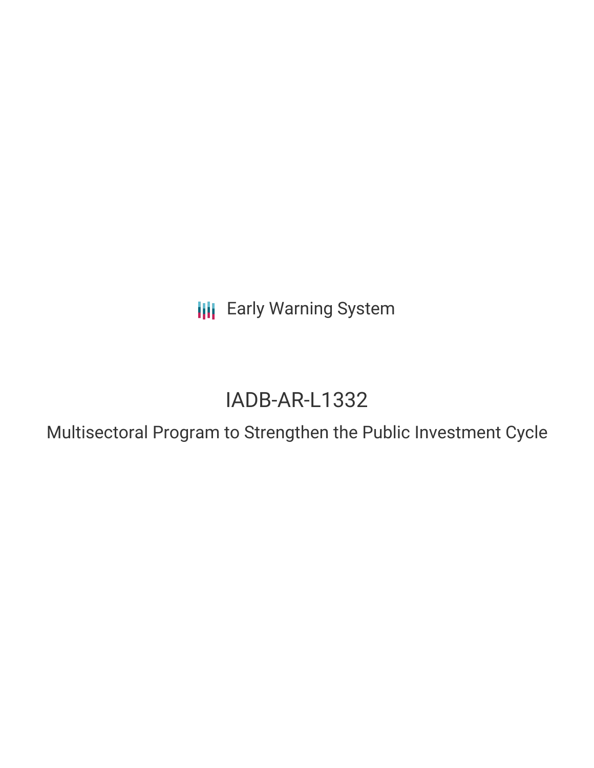Early Warning System

# IADB-AR-L1332

## Multisectoral Program to Strengthen the Public Investment Cycle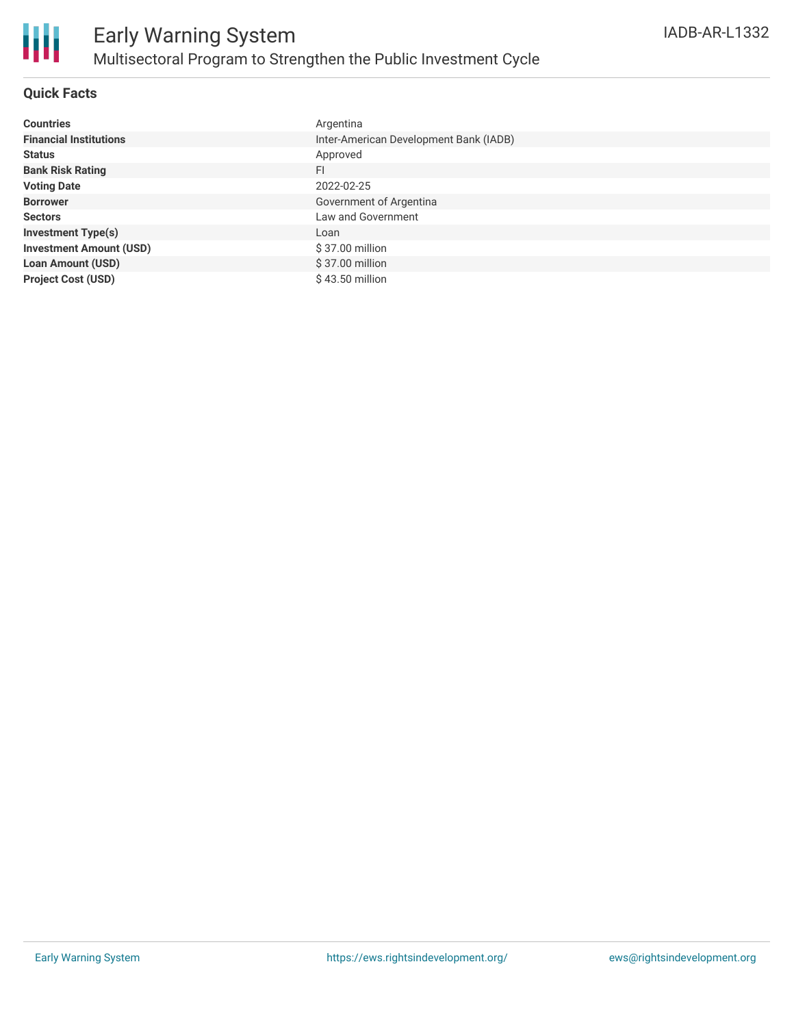## Quick Facts

| | |
|---|---|
| **Countries** | Argentina |
| **Financial Institutions** | Inter-American Development Bank (IADB) |
| **Status** | Approved |
| **Bank Risk Rating** | FI |
| **Voting Date** | 2022-02-25 |
| **Borrower** | Government of Argentina |
| **Sectors** | Law and Government |
| **Investment Type(s)** | Loan |
| **Investment Amount (USD)** | $ 37.00 million |
| **Loan Amount (USD)** | $ 37.00 million |
| **Project Cost (USD)** | $ 43.50 million |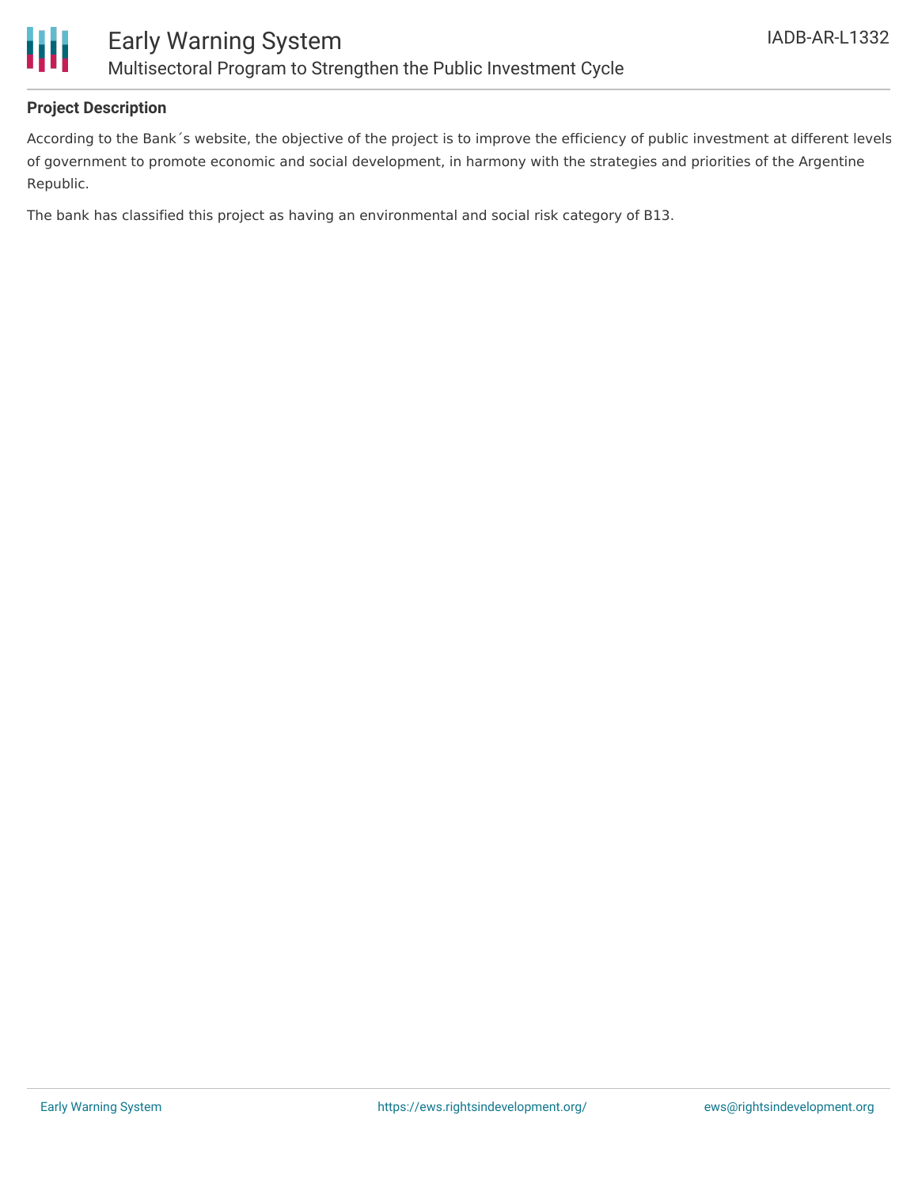**Project Description**

According to the Bank´s website, the objective of the project is to improve the efficiency of public investment at different levels of government to promote economic and social development, in harmony with the strategies and priorities of the Argentine Republic.

The bank has classified this project as having an environmental and social risk category of B13.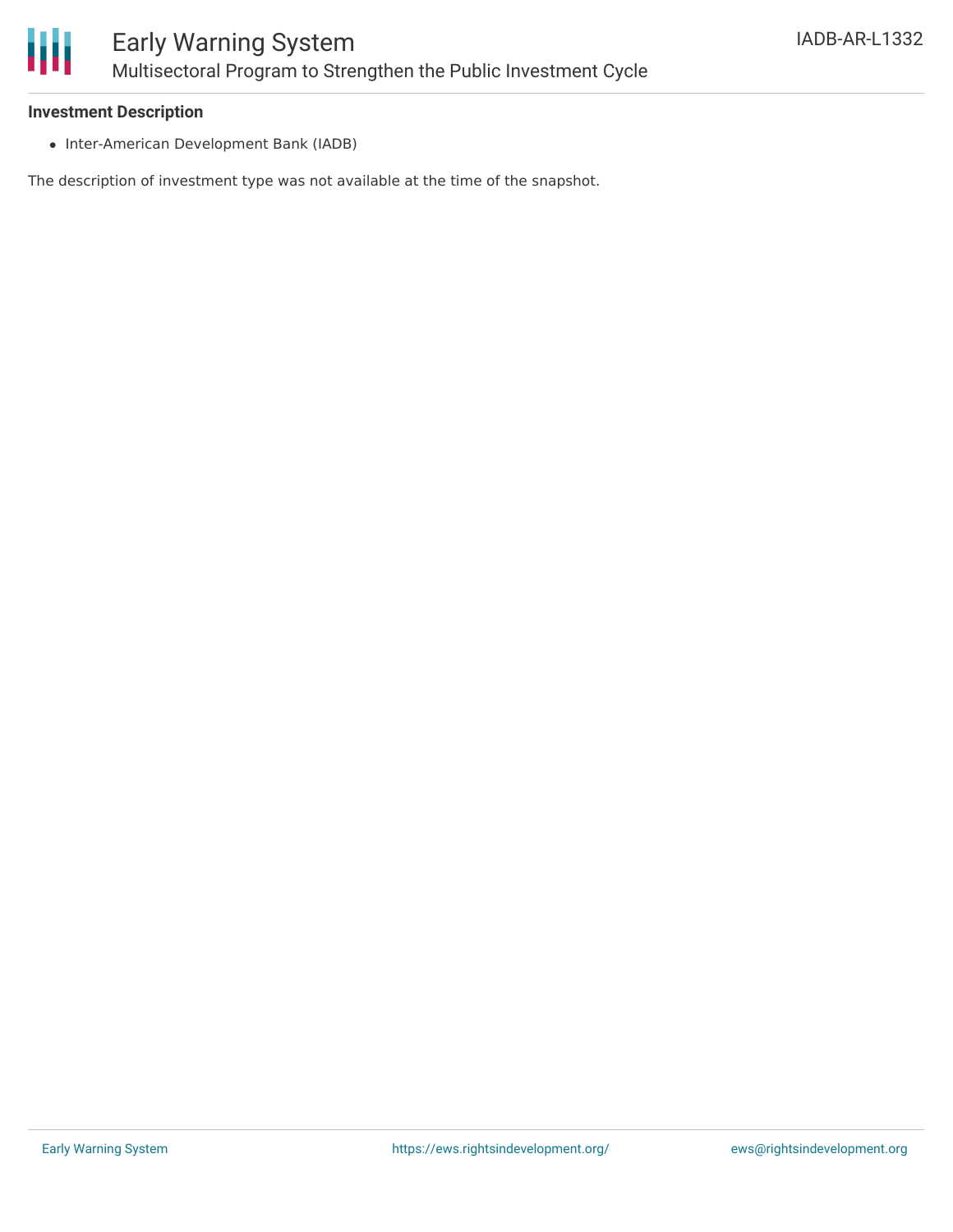### Investment Description

- Inter-American Development Bank (IADB)

The description of investment type was not available at the time of the snapshot.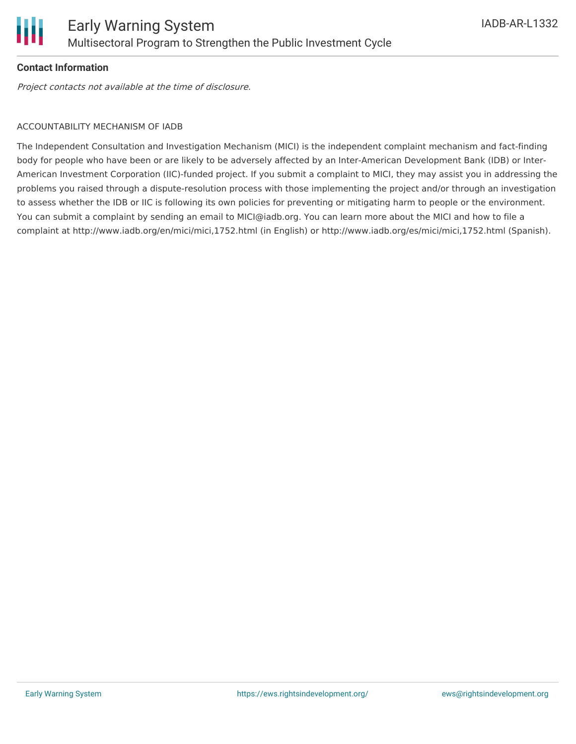**Contact Information**

*Project contacts not available at the time of disclosure.*

ACCOUNTABILITY MECHANISM OF IADB

The Independent Consultation and Investigation Mechanism (MICI) is the independent complaint mechanism and fact-finding body for people who have been or are likely to be adversely affected by an Inter-American Development Bank (IDB) or Inter-American Investment Corporation (IIC)-funded project. If you submit a complaint to MICI, they may assist you in addressing the problems you raised through a dispute-resolution process with those implementing the project and/or through an investigation to assess whether the IDB or IIC is following its own policies for preventing or mitigating harm to people or the environment. You can submit a complaint by sending an email to MICI@iadb.org. You can learn more about the MICI and how to file a complaint at http://www.iadb.org/en/mici/mici,1752.html (in English) or http://www.iadb.org/es/mici/mici,1752.html (Spanish).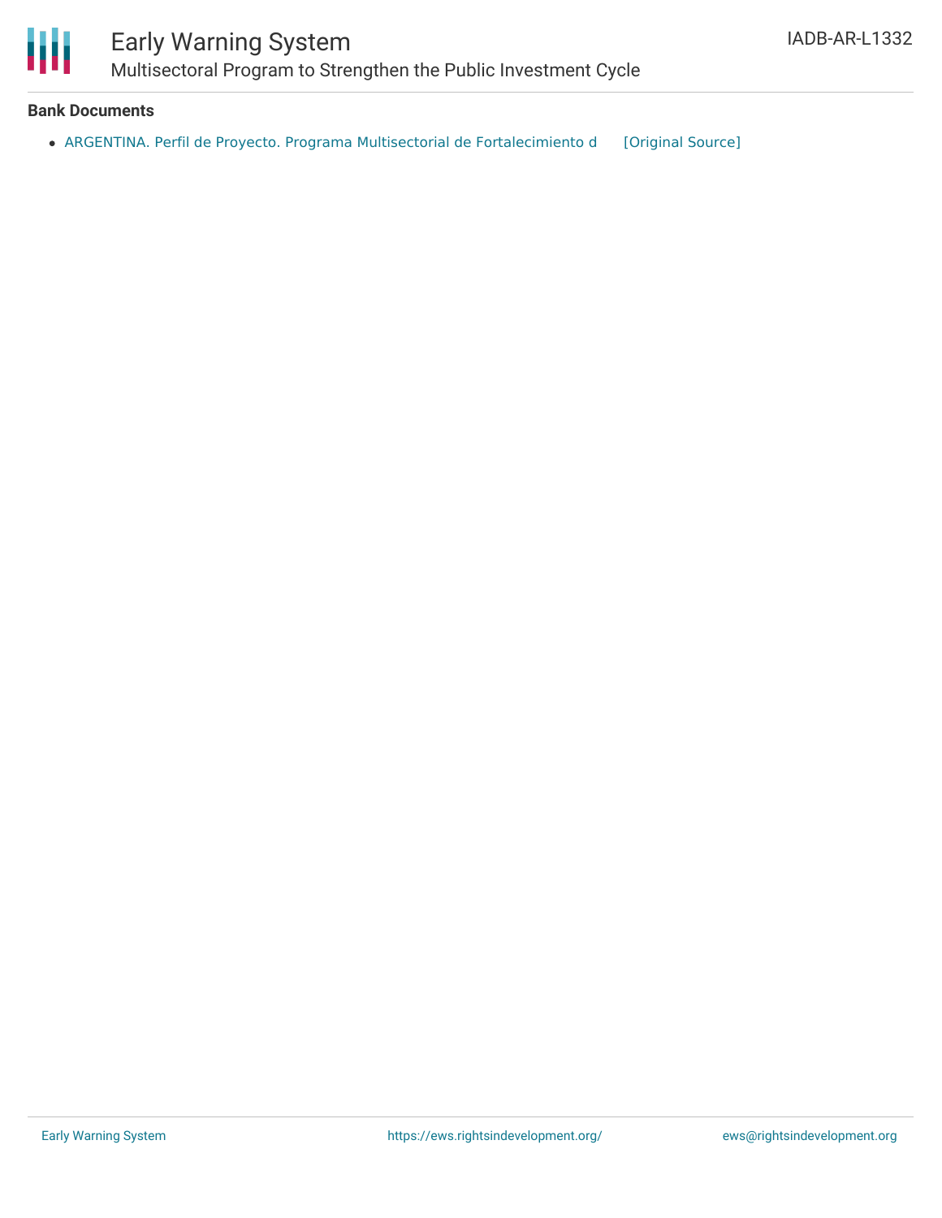**Bank Documents**

- ARGENTINA. Perfil de Proyecto. Programa Multisectorial de Fortalecimiento d [Original Source]